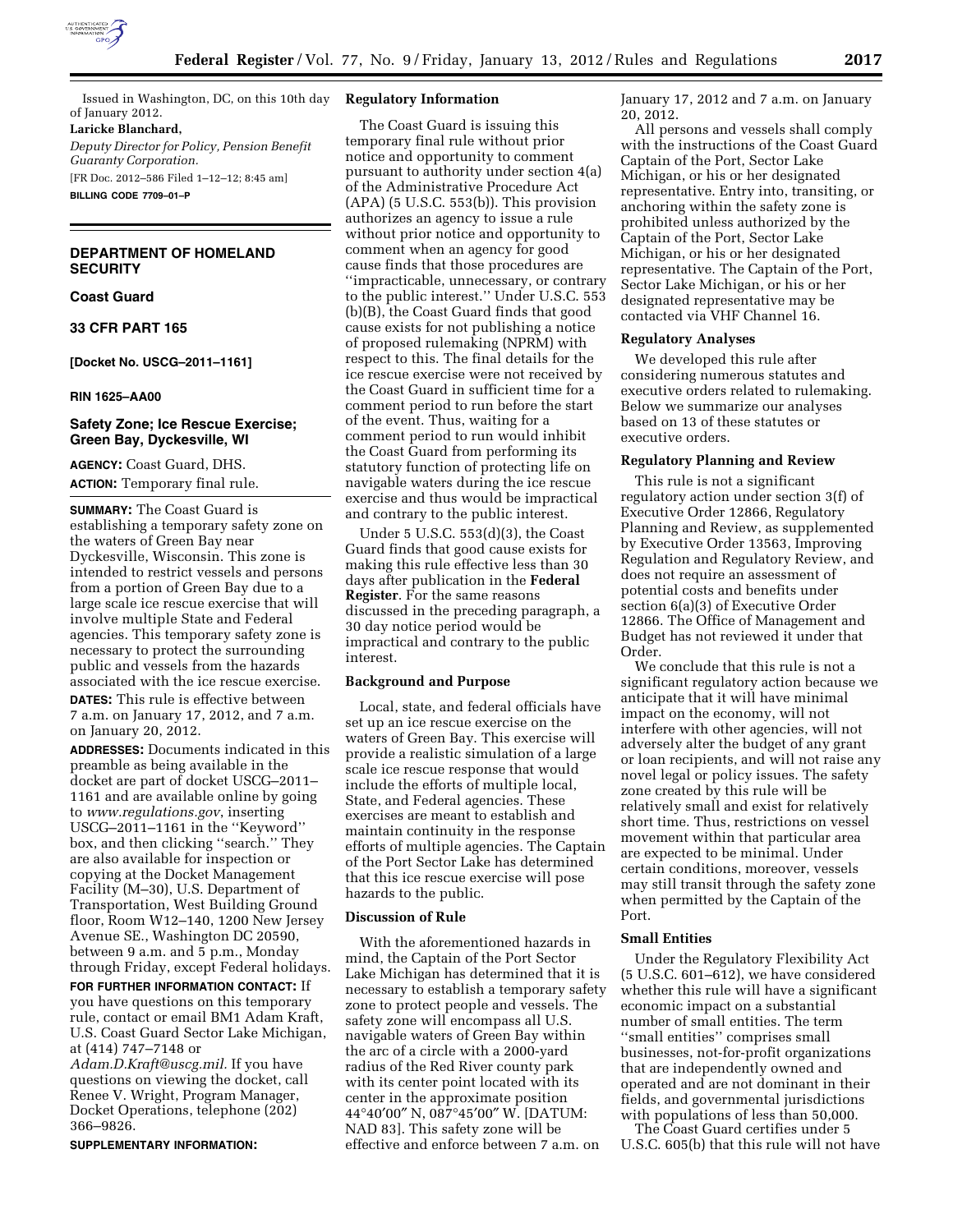Issued in Washington, DC, on this 10th day of January 2012.

**Laricke Blanchard,**

*Deputy Director for Policy, Pension Benefit Guaranty Corporation.*

[FR Doc. 2012–586 Filed 1–12–12; 8:45 am]

**BILLING CODE 7709–01–P**

---

## DEPARTMENT OF HOMELAND SECURITY

### Coast Guard

### 33 CFR PART 165

**[Docket No. USCG–2011–1161]**

**RIN 1625–AA00**

### Safety Zone; Ice Rescue Exercise; Green Bay, Dyckesville, WI

**AGENCY:** Coast Guard, DHS.

**ACTION:** Temporary final rule.

**SUMMARY:** The Coast Guard is establishing a temporary safety zone on the waters of Green Bay near Dyckesville, Wisconsin. This zone is intended to restrict vessels and persons from a portion of Green Bay due to a large scale ice rescue exercise that will involve multiple State and Federal agencies. This temporary safety zone is necessary to protect the surrounding public and vessels from the hazards associated with the ice rescue exercise.

**DATES:** This rule is effective between 7 a.m. on January 17, 2012, and 7 a.m. on January 20, 2012.

**ADDRESSES:** Documents indicated in this preamble as being available in the docket are part of docket USCG–2011–1161 and are available online by going to *www.regulations.gov*, inserting USCG–2011–1161 in the ''Keyword'' box, and then clicking ''search.'' They are also available for inspection or copying at the Docket Management Facility (M–30), U.S. Department of Transportation, West Building Ground floor, Room W12–140, 1200 New Jersey Avenue SE., Washington DC 20590, between 9 a.m. and 5 p.m., Monday through Friday, except Federal holidays.

**FOR FURTHER INFORMATION CONTACT:** If you have questions on this temporary rule, contact or email BM1 Adam Kraft, U.S. Coast Guard Sector Lake Michigan, at (414) 747–7148 or *Adam.D.Kraft@uscg.mil.* If you have questions on viewing the docket, call Renee V. Wright, Program Manager, Docket Operations, telephone (202) 366–9826.

**SUPPLEMENTARY INFORMATION:**

#### Regulatory Information

The Coast Guard is issuing this temporary final rule without prior notice and opportunity to comment pursuant to authority under section 4(a) of the Administrative Procedure Act (APA) (5 U.S.C. 553(b)). This provision authorizes an agency to issue a rule without prior notice and opportunity to comment when an agency for good cause finds that those procedures are ''impracticable, unnecessary, or contrary to the public interest.'' Under U.S.C. 553 (b)(B), the Coast Guard finds that good cause exists for not publishing a notice of proposed rulemaking (NPRM) with respect to this. The final details for the ice rescue exercise were not received by the Coast Guard in sufficient time for a comment period to run before the start of the event. Thus, waiting for a comment period to run would inhibit the Coast Guard from performing its statutory function of protecting life on navigable waters during the ice rescue exercise and thus would be impractical and contrary to the public interest.

Under 5 U.S.C. 553(d)(3), the Coast Guard finds that good cause exists for making this rule effective less than 30 days after publication in the **Federal Register**. For the same reasons discussed in the preceding paragraph, a 30 day notice period would be impractical and contrary to the public interest.

#### Background and Purpose

Local, state, and federal officials have set up an ice rescue exercise on the waters of Green Bay. This exercise will provide a realistic simulation of a large scale ice rescue response that would include the efforts of multiple local, State, and Federal agencies. These exercises are meant to establish and maintain continuity in the response efforts of multiple agencies. The Captain of the Port Sector Lake has determined that this ice rescue exercise will pose hazards to the public.

#### Discussion of Rule

With the aforementioned hazards in mind, the Captain of the Port Sector Lake Michigan has determined that it is necessary to establish a temporary safety zone to protect people and vessels. The safety zone will encompass all U.S. navigable waters of Green Bay within the arc of a circle with a 2000-yard radius of the Red River county park with its center point located with its center in the approximate position 44°40′00″ N, 087°45′00″ W. [DATUM: NAD 83]. This safety zone will be effective and enforce between 7 a.m. on January 17, 2012 and 7 a.m. on January 20, 2012.

All persons and vessels shall comply with the instructions of the Coast Guard Captain of the Port, Sector Lake Michigan, or his or her designated representative. Entry into, transiting, or anchoring within the safety zone is prohibited unless authorized by the Captain of the Port, Sector Lake Michigan, or his or her designated representative. The Captain of the Port, Sector Lake Michigan, or his or her designated representative may be contacted via VHF Channel 16.

#### Regulatory Analyses

We developed this rule after considering numerous statutes and executive orders related to rulemaking. Below we summarize our analyses based on 13 of these statutes or executive orders.

#### Regulatory Planning and Review

This rule is not a significant regulatory action under section 3(f) of Executive Order 12866, Regulatory Planning and Review, as supplemented by Executive Order 13563, Improving Regulation and Regulatory Review, and does not require an assessment of potential costs and benefits under section 6(a)(3) of Executive Order 12866. The Office of Management and Budget has not reviewed it under that Order.

We conclude that this rule is not a significant regulatory action because we anticipate that it will have minimal impact on the economy, will not interfere with other agencies, will not adversely alter the budget of any grant or loan recipients, and will not raise any novel legal or policy issues. The safety zone created by this rule will be relatively small and exist for relatively short time. Thus, restrictions on vessel movement within that particular area are expected to be minimal. Under certain conditions, moreover, vessels may still transit through the safety zone when permitted by the Captain of the Port.

#### Small Entities

Under the Regulatory Flexibility Act (5 U.S.C. 601–612), we have considered whether this rule will have a significant economic impact on a substantial number of small entities. The term ''small entities'' comprises small businesses, not-for-profit organizations that are independently owned and operated and are not dominant in their fields, and governmental jurisdictions with populations of less than 50,000.

The Coast Guard certifies under 5 U.S.C. 605(b) that this rule will not have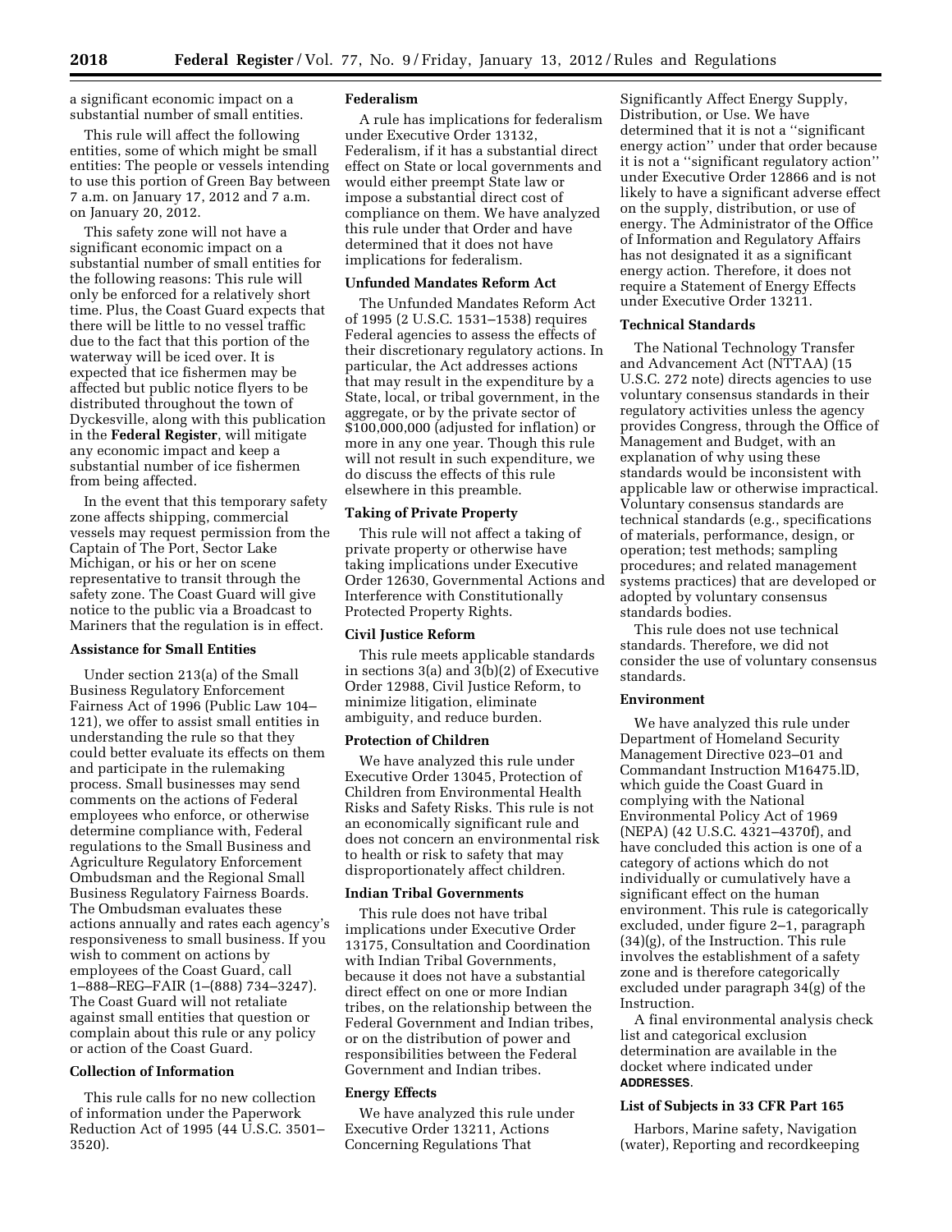a significant economic impact on a substantial number of small entities.

This rule will affect the following entities, some of which might be small entities: The people or vessels intending to use this portion of Green Bay between 7 a.m. on January 17, 2012 and 7 a.m. on January 20, 2012.

This safety zone will not have a significant economic impact on a substantial number of small entities for the following reasons: This rule will only be enforced for a relatively short time. Plus, the Coast Guard expects that there will be little to no vessel traffic due to the fact that this portion of the waterway will be iced over. It is expected that ice fishermen may be affected but public notice flyers to be distributed throughout the town of Dyckesville, along with this publication in the **Federal Register**, will mitigate any economic impact and keep a substantial number of ice fishermen from being affected.

In the event that this temporary safety zone affects shipping, commercial vessels may request permission from the Captain of The Port, Sector Lake Michigan, or his or her on scene representative to transit through the safety zone. The Coast Guard will give notice to the public via a Broadcast to Mariners that the regulation is in effect.

### Assistance for Small Entities

Under section 213(a) of the Small Business Regulatory Enforcement Fairness Act of 1996 (Public Law 104–121), we offer to assist small entities in understanding the rule so that they could better evaluate its effects on them and participate in the rulemaking process. Small businesses may send comments on the actions of Federal employees who enforce, or otherwise determine compliance with, Federal regulations to the Small Business and Agriculture Regulatory Enforcement Ombudsman and the Regional Small Business Regulatory Fairness Boards. The Ombudsman evaluates these actions annually and rates each agency's responsiveness to small business. If you wish to comment on actions by employees of the Coast Guard, call 1–888–REG–FAIR (1–(888) 734–3247). The Coast Guard will not retaliate against small entities that question or complain about this rule or any policy or action of the Coast Guard.

### Collection of Information

This rule calls for no new collection of information under the Paperwork Reduction Act of 1995 (44 U.S.C. 3501–3520).

### Federalism

A rule has implications for federalism under Executive Order 13132, Federalism, if it has a substantial direct effect on State or local governments and would either preempt State law or impose a substantial direct cost of compliance on them. We have analyzed this rule under that Order and have determined that it does not have implications for federalism.

### Unfunded Mandates Reform Act

The Unfunded Mandates Reform Act of 1995 (2 U.S.C. 1531–1538) requires Federal agencies to assess the effects of their discretionary regulatory actions. In particular, the Act addresses actions that may result in the expenditure by a State, local, or tribal government, in the aggregate, or by the private sector of $100,000,000 (adjusted for inflation) or more in any one year. Though this rule will not result in such expenditure, we do discuss the effects of this rule elsewhere in this preamble.

### Taking of Private Property

This rule will not affect a taking of private property or otherwise have taking implications under Executive Order 12630, Governmental Actions and Interference with Constitutionally Protected Property Rights.

### Civil Justice Reform

This rule meets applicable standards in sections 3(a) and 3(b)(2) of Executive Order 12988, Civil Justice Reform, to minimize litigation, eliminate ambiguity, and reduce burden.

### Protection of Children

We have analyzed this rule under Executive Order 13045, Protection of Children from Environmental Health Risks and Safety Risks. This rule is not an economically significant rule and does not concern an environmental risk to health or risk to safety that may disproportionately affect children.

### Indian Tribal Governments

This rule does not have tribal implications under Executive Order 13175, Consultation and Coordination with Indian Tribal Governments, because it does not have a substantial direct effect on one or more Indian tribes, on the relationship between the Federal Government and Indian tribes, or on the distribution of power and responsibilities between the Federal Government and Indian tribes.

### Energy Effects

We have analyzed this rule under Executive Order 13211, Actions Concerning Regulations That Significantly Affect Energy Supply, Distribution, or Use. We have determined that it is not a ''significant energy action'' under that order because it is not a ''significant regulatory action'' under Executive Order 12866 and is not likely to have a significant adverse effect on the supply, distribution, or use of energy. The Administrator of the Office of Information and Regulatory Affairs has not designated it as a significant energy action. Therefore, it does not require a Statement of Energy Effects under Executive Order 13211.

### Technical Standards

The National Technology Transfer and Advancement Act (NTTAA) (15 U.S.C. 272 note) directs agencies to use voluntary consensus standards in their regulatory activities unless the agency provides Congress, through the Office of Management and Budget, with an explanation of why using these standards would be inconsistent with applicable law or otherwise impractical. Voluntary consensus standards are technical standards (e.g., specifications of materials, performance, design, or operation; test methods; sampling procedures; and related management systems practices) that are developed or adopted by voluntary consensus standards bodies.

This rule does not use technical standards. Therefore, we did not consider the use of voluntary consensus standards.

### Environment

We have analyzed this rule under Department of Homeland Security Management Directive 023–01 and Commandant Instruction M16475.lD, which guide the Coast Guard in complying with the National Environmental Policy Act of 1969 (NEPA) (42 U.S.C. 4321–4370f), and have concluded this action is one of a category of actions which do not individually or cumulatively have a significant effect on the human environment. This rule is categorically excluded, under figure 2–1, paragraph (34)(g), of the Instruction. This rule involves the establishment of a safety zone and is therefore categorically excluded under paragraph 34(g) of the Instruction.

A final environmental analysis check list and categorical exclusion determination are available in the docket where indicated under **ADDRESSES**.

### List of Subjects in 33 CFR Part 165

Harbors, Marine safety, Navigation (water), Reporting and recordkeeping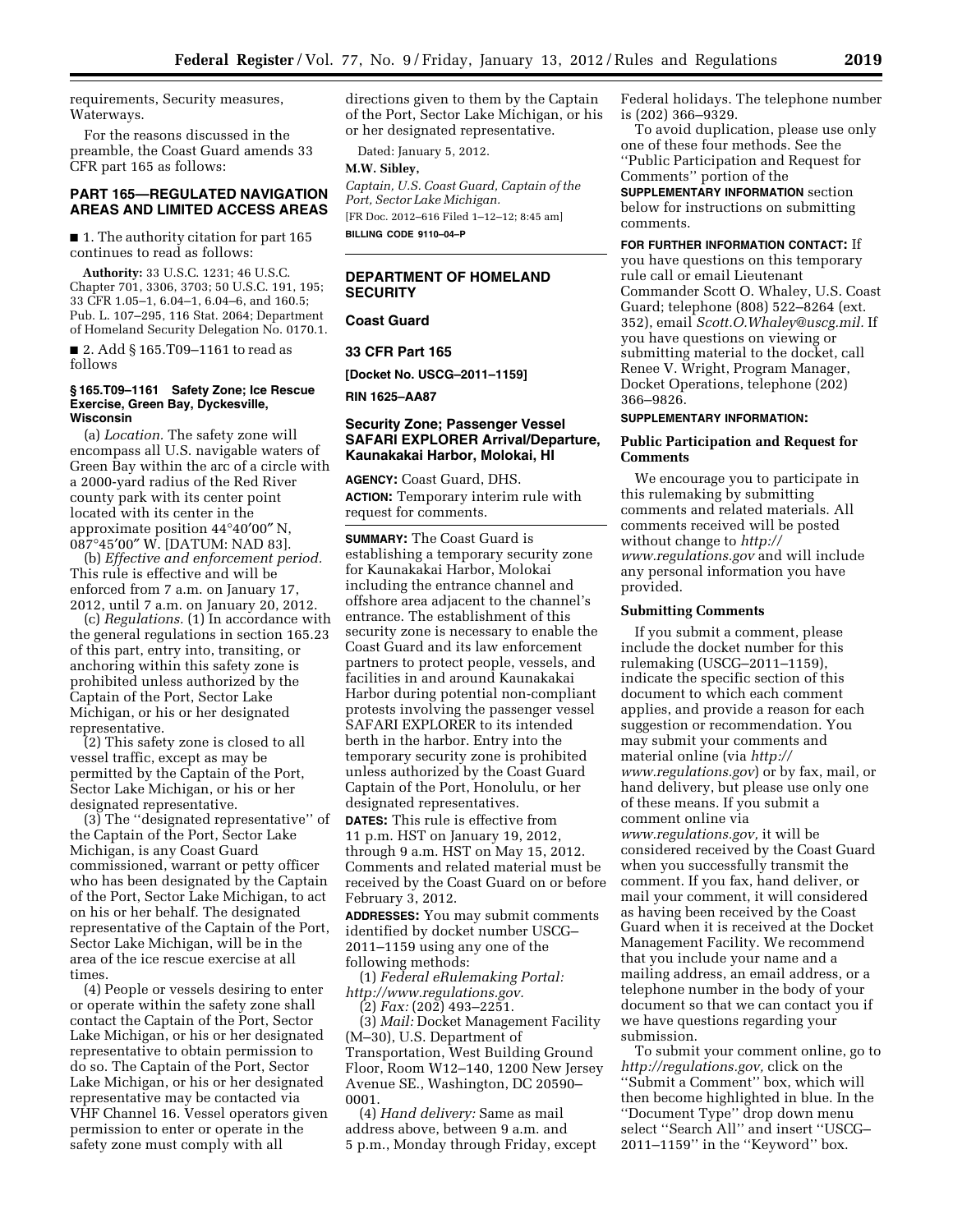requirements, Security measures, Waterways.

For the reasons discussed in the preamble, the Coast Guard amends 33 CFR part 165 as follows:

## PART 165—REGULATED NAVIGATION AREAS AND LIMITED ACCESS AREAS

■ 1. The authority citation for part 165 continues to read as follows:

**Authority:** 33 U.S.C. 1231; 46 U.S.C. Chapter 701, 3306, 3703; 50 U.S.C. 191, 195; 33 CFR 1.05–1, 6.04–1, 6.04–6, and 160.5; Pub. L. 107–295, 116 Stat. 2064; Department of Homeland Security Delegation No. 0170.1.

■ 2. Add § 165.T09–1161 to read as follows

### § 165.T09–1161 Safety Zone; Ice Rescue Exercise, Green Bay, Dyckesville, Wisconsin

(a) *Location.* The safety zone will encompass all U.S. navigable waters of Green Bay within the arc of a circle with a 2000-yard radius of the Red River county park with its center point located with its center in the approximate position 44°40′00″ N, 087°45′00″ W. [DATUM: NAD 83].

(b) *Effective and enforcement period.* This rule is effective and will be enforced from 7 a.m. on January 17, 2012, until 7 a.m. on January 20, 2012.

(c) *Regulations.* (1) In accordance with the general regulations in section 165.23 of this part, entry into, transiting, or anchoring within this safety zone is prohibited unless authorized by the Captain of the Port, Sector Lake Michigan, or his or her designated representative.

(2) This safety zone is closed to all vessel traffic, except as may be permitted by the Captain of the Port, Sector Lake Michigan, or his or her designated representative.

(3) The ''designated representative'' of the Captain of the Port, Sector Lake Michigan, is any Coast Guard commissioned, warrant or petty officer who has been designated by the Captain of the Port, Sector Lake Michigan, to act on his or her behalf. The designated representative of the Captain of the Port, Sector Lake Michigan, will be in the area of the ice rescue exercise at all times.

(4) People or vessels desiring to enter or operate within the safety zone shall contact the Captain of the Port, Sector Lake Michigan, or his or her designated representative to obtain permission to do so. The Captain of the Port, Sector Lake Michigan, or his or her designated representative may be contacted via VHF Channel 16. Vessel operators given permission to enter or operate in the safety zone must comply with all directions given to them by the Captain of the Port, Sector Lake Michigan, or his or her designated representative.

Dated: January 5, 2012.

**M.W. Sibley,**

*Captain, U.S. Coast Guard, Captain of the Port, Sector Lake Michigan.*

[FR Doc. 2012–616 Filed 1–12–12; 8:45 am]

**BILLING CODE 9110–04–P**

---

## DEPARTMENT OF HOMELAND SECURITY

### Coast Guard

### 33 CFR Part 165

**[Docket No. USCG–2011–1159]**

**RIN 1625–AA87**

### Security Zone; Passenger Vessel SAFARI EXPLORER Arrival/Departure, Kaunakakai Harbor, Molokai, HI

**AGENCY:** Coast Guard, DHS.

**ACTION:** Temporary interim rule with request for comments.

**SUMMARY:** The Coast Guard is establishing a temporary security zone for Kaunakakai Harbor, Molokai including the entrance channel and offshore area adjacent to the channel's entrance. The establishment of this security zone is necessary to enable the Coast Guard and its law enforcement partners to protect people, vessels, and facilities in and around Kaunakakai Harbor during potential non-compliant protests involving the passenger vessel SAFARI EXPLORER to its intended berth in the harbor. Entry into the temporary security zone is prohibited unless authorized by the Coast Guard Captain of the Port, Honolulu, or her designated representatives.

**DATES:** This rule is effective from 11 p.m. HST on January 19, 2012, through 9 a.m. HST on May 15, 2012. Comments and related material must be received by the Coast Guard on or before February 3, 2012.

**ADDRESSES:** You may submit comments identified by docket number USCG–2011–1159 using any one of the following methods:

(1) *Federal eRulemaking Portal: http://www.regulations.gov.*

(2) *Fax:* (202) 493–2251.

(3) *Mail:* Docket Management Facility (M–30), U.S. Department of Transportation, West Building Ground Floor, Room W12–140, 1200 New Jersey Avenue SE., Washington, DC 20590–0001.

(4) *Hand delivery:* Same as mail address above, between 9 a.m. and 5 p.m., Monday through Friday, except Federal holidays. The telephone number is (202) 366–9329.

To avoid duplication, please use only one of these four methods. See the ''Public Participation and Request for Comments'' portion of the **SUPPLEMENTARY INFORMATION** section below for instructions on submitting comments.

**FOR FURTHER INFORMATION CONTACT:** If you have questions on this temporary rule call or email Lieutenant Commander Scott O. Whaley, U.S. Coast Guard; telephone (808) 522–8264 (ext. 352), email *Scott.O.Whaley@uscg.mil.* If you have questions on viewing or submitting material to the docket, call Renee V. Wright, Program Manager, Docket Operations, telephone (202) 366–9826.

**SUPPLEMENTARY INFORMATION:**

#### Public Participation and Request for Comments

We encourage you to participate in this rulemaking by submitting comments and related materials. All comments received will be posted without change to *http://www.regulations.gov* and will include any personal information you have provided.

#### Submitting Comments

If you submit a comment, please include the docket number for this rulemaking (USCG–2011–1159), indicate the specific section of this document to which each comment applies, and provide a reason for each suggestion or recommendation. You may submit your comments and material online (via *http://www.regulations.gov*) or by fax, mail, or hand delivery, but please use only one of these means. If you submit a comment online via *www.regulations.gov,* it will be considered received by the Coast Guard when you successfully transmit the comment. If you fax, hand deliver, or mail your comment, it will considered as having been received by the Coast Guard when it is received at the Docket Management Facility. We recommend that you include your name and a mailing address, an email address, or a telephone number in the body of your document so that we can contact you if we have questions regarding your submission.

To submit your comment online, go to *http://regulations.gov,* click on the ''Submit a Comment'' box, which will then become highlighted in blue. In the ''Document Type'' drop down menu select ''Search All'' and insert ''USCG–2011–1159'' in the ''Keyword'' box.